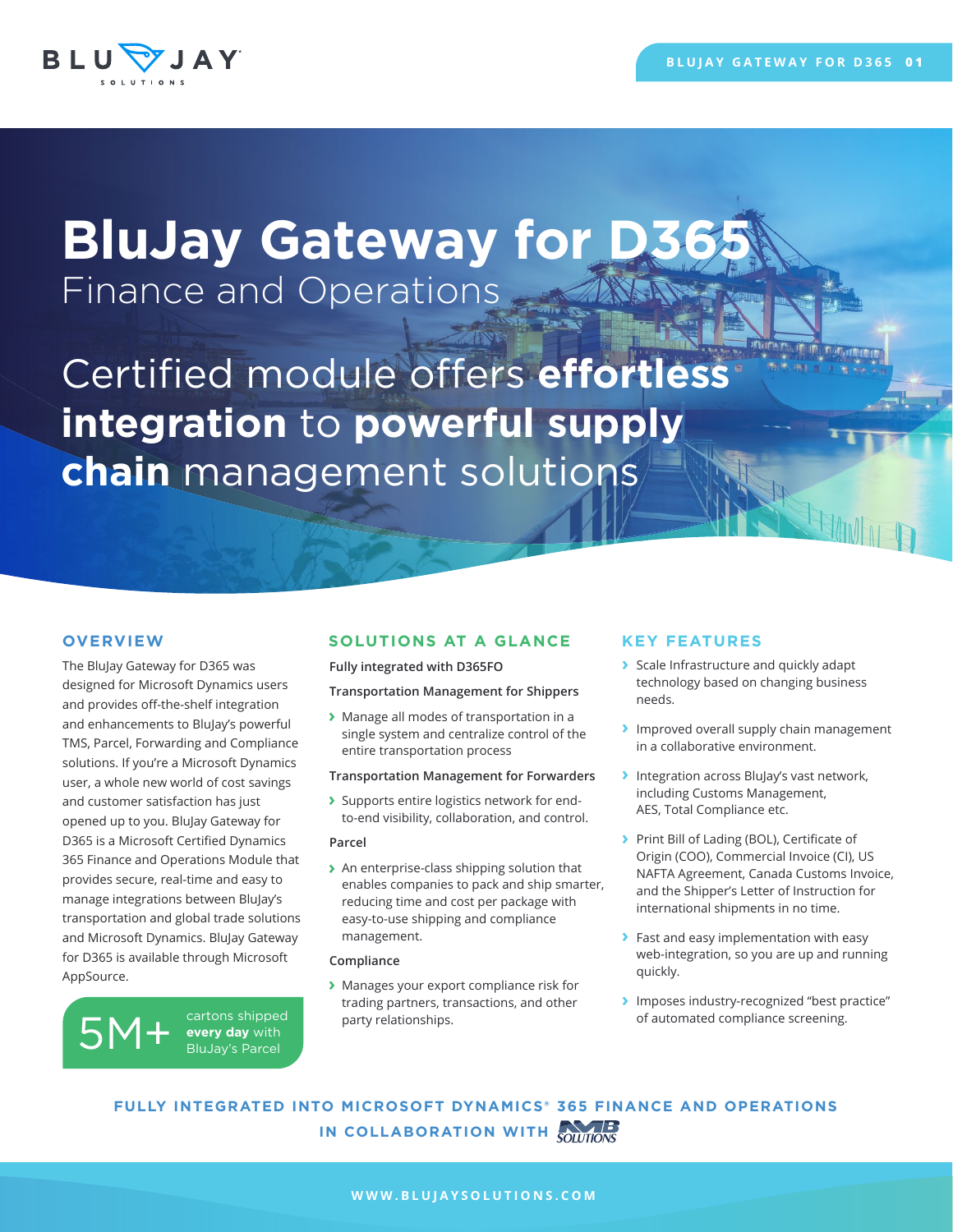# BluJay Gateway for D365

## Finance and Operations

Certified module offers **effortless integration** to **powerful supply chain** management solutions

## OVERVIEW

The BluJay Gateway for D365 was designed for Microsoft Dynamics users and provides off-the-shelf integration and enhancements to BluJay's powerful TMS, Parcel, Forwarding and Compliance solutions. If you're a Microsoft Dynamics user, a whole new world of cost savings and customer satisfaction has just opened up to you. BluJay Gateway for D365 is a Microsoft Certified Dynamics 365 Finance and Operations Module that provides secure, real-time and easy to manage integrations between BluJay's transportation and global trade solutions and Microsoft Dynamics. BluJay Gateway for D365 is available through Microsoft AppSource.

5M+ cartons shipped **every day** with BluJay's Parcel

## SOLUTIONS AT A GLANCE

**Fully integrated with D365FO**

**Transportation Management for Shippers**

- Manage all modes of transportation in a single system and centralize control of the entire transportation process

**Transportation Management for Forwarders**

- Supports entire logistics network for end-to-end visibility, collaboration, and control.

**Parcel**

- An enterprise-class shipping solution that enables companies to pack and ship smarter, reducing time and cost per package with easy-to-use shipping and compliance management.

**Compliance**

- Manages your export compliance risk for trading partners, transactions, and other party relationships.

## KEY FEATURES

- Scale Infrastructure and quickly adapt technology based on changing business needs.
- Improved overall supply chain management in a collaborative environment.
- Integration across BluJay's vast network, including Customs Management, AES, Total Compliance etc.
- Print Bill of Lading (BOL), Certificate of Origin (COO), Commercial Invoice (CI), US NAFTA Agreement, Canada Customs Invoice, and the Shipper's Letter of Instruction for international shipments in no time.
- Fast and easy implementation with easy web-integration, so you are up and running quickly.
- Imposes industry-recognized "best practice" of automated compliance screening.

**FULLY INTEGRATED INTO MICROSOFT DYNAMICS® 365 FINANCE AND OPERATIONS IN COLLABORATION WITH** NVB SOLUTIONS

WWW.BLUJAYSOLUTIONS.COM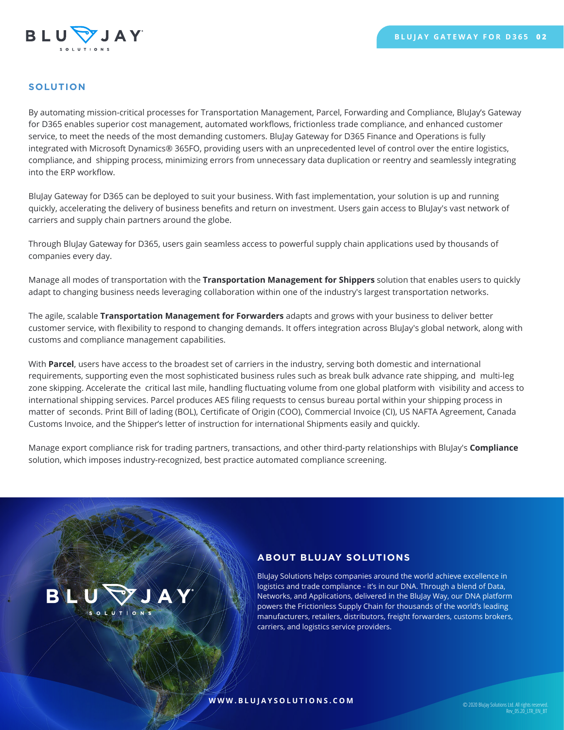## SOLUTION

By automating mission-critical processes for Transportation Management, Parcel, Forwarding and Compliance, BluJay's Gateway for D365 enables superior cost management, automated workflows, frictionless trade compliance, and enhanced customer service, to meet the needs of the most demanding customers. BluJay Gateway for D365 Finance and Operations is fully integrated with Microsoft Dynamics® 365FO, providing users with an unprecedented level of control over the entire logistics, compliance, and shipping process, minimizing errors from unnecessary data duplication or reentry and seamlessly integrating into the ERP workflow.

BluJay Gateway for D365 can be deployed to suit your business. With fast implementation, your solution is up and running quickly, accelerating the delivery of business benefits and return on investment. Users gain access to BluJay's vast network of carriers and supply chain partners around the globe.

Through BluJay Gateway for D365, users gain seamless access to powerful supply chain applications used by thousands of companies every day.

Manage all modes of transportation with the **Transportation Management for Shippers** solution that enables users to quickly adapt to changing business needs leveraging collaboration within one of the industry's largest transportation networks.

The agile, scalable **Transportation Management for Forwarders** adapts and grows with your business to deliver better customer service, with flexibility to respond to changing demands. It offers integration across BluJay's global network, along with customs and compliance management capabilities.

With **Parcel**, users have access to the broadest set of carriers in the industry, serving both domestic and international requirements, supporting even the most sophisticated business rules such as break bulk advance rate shipping, and multi-leg zone skipping. Accelerate the critical last mile, handling fluctuating volume from one global platform with visibility and access to international shipping services. Parcel produces AES filing requests to census bureau portal within your shipping process in matter of seconds. Print Bill of lading (BOL), Certificate of Origin (COO), Commercial Invoice (CI), US NAFTA Agreement, Canada Customs Invoice, and the Shipper's letter of instruction for international Shipments easily and quickly.

Manage export compliance risk for trading partners, transactions, and other third-party relationships with BluJay's **Compliance** solution, which imposes industry-recognized, best practice automated compliance screening.

## ABOUT BLUJAY SOLUTIONS

BluJay Solutions helps companies around the world achieve excellence in logistics and trade compliance - it's in our DNA. Through a blend of Data, Networks, and Applications, delivered in the BluJay Way, our DNA platform powers the Frictionless Supply Chain for thousands of the world's leading manufacturers, retailers, distributors, freight forwarders, customs brokers, carriers, and logistics service providers.

WWW.BLUJAYSOLUTIONS.COM

© 2020 BluJay Solutions Ltd. All rights reserved.
Rev_05.20_LTR_EN_BT